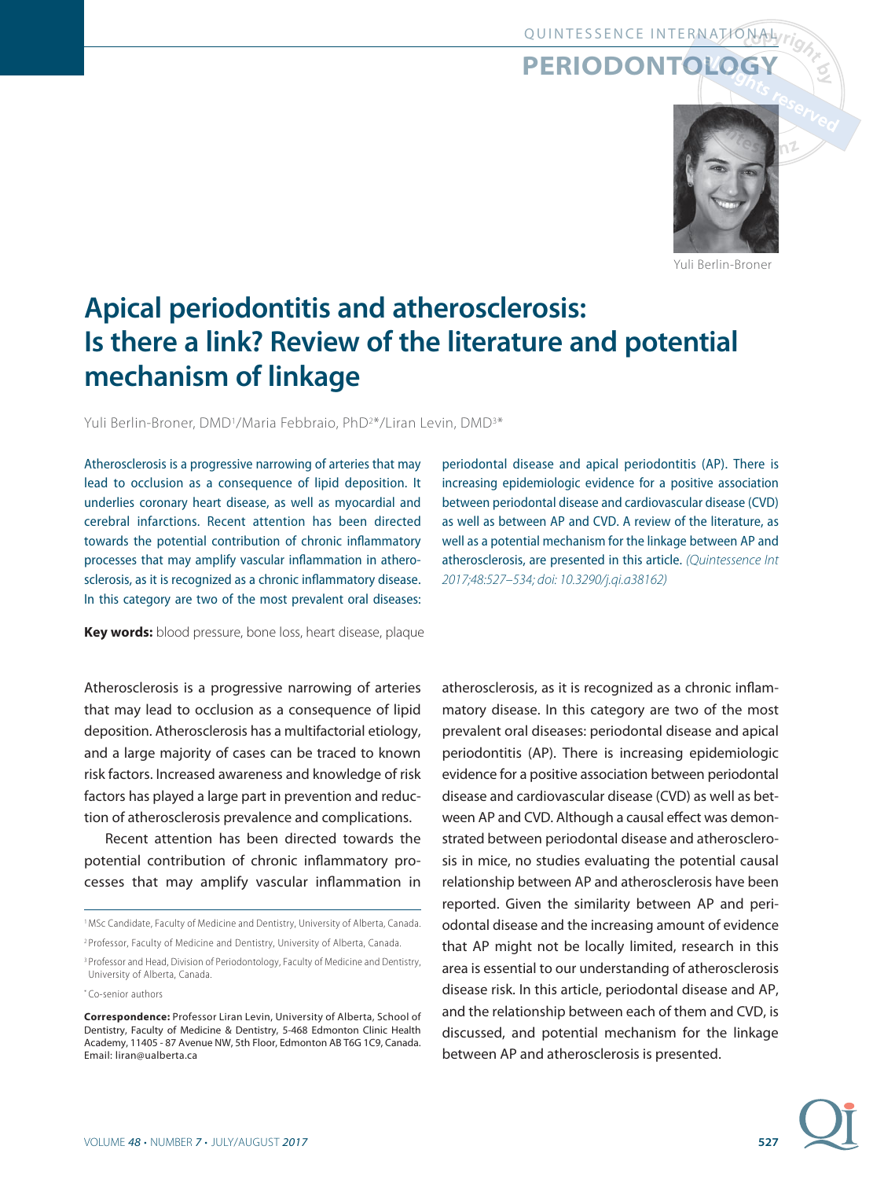# Apical periodontitis and atherosclerosis: Is there a link? Review of the literature and potential mechanism of linkage

Yuli Berlin-Broner, DMD[1]/Maria Febbraio, PhD[2]*/Liran Levin, DMD[3]*

Atherosclerosis is a progressive narrowing of arteries that may lead to occlusion as a consequence of lipid deposition. It underlies coronary heart disease, as well as myocardial and cerebral infarctions. Recent attention has been directed towards the potential contribution of chronic inflammatory processes that may amplify vascular inflammation in atherosclerosis, as it is recognized as a chronic inflammatory disease. In this category are two of the most prevalent oral diseases: periodontal disease and apical periodontitis (AP). There is increasing epidemiologic evidence for a positive association between periodontal disease and cardiovascular disease (CVD) as well as between AP and CVD. A review of the literature, as well as a potential mechanism for the linkage between AP and atherosclerosis, are presented in this article. *(Quintessence Int 2017;48:527–534; doi: 10.3290/j.qi.a38162)*

**Key words:** blood pressure, bone loss, heart disease, plaque

Atherosclerosis is a progressive narrowing of arteries that may lead to occlusion as a consequence of lipid deposition. Atherosclerosis has a multifactorial etiology, and a large majority of cases can be traced to known risk factors. Increased awareness and knowledge of risk factors has played a large part in prevention and reduction of atherosclerosis prevalence and complications.

Recent attention has been directed towards the potential contribution of chronic inflammatory processes that may amplify vascular inflammation in atherosclerosis, as it is recognized as a chronic inflammatory disease. In this category are two of the most prevalent oral diseases: periodontal disease and apical periodontitis (AP). There is increasing epidemiologic evidence for a positive association between periodontal disease and cardiovascular disease (CVD) as well as between AP and CVD. Although a causal effect was demonstrated between periodontal disease and atherosclerosis in mice, no studies evaluating the potential causal relationship between AP and atherosclerosis have been reported. Given the similarity between AP and periodontal disease and the increasing amount of evidence that AP might not be locally limited, research in this area is essential to our understanding of atherosclerosis disease risk. In this article, periodontal disease and AP, and the relationship between each of them and CVD, is discussed, and potential mechanism for the linkage between AP and atherosclerosis is presented.

---

[1] MSc Candidate, Faculty of Medicine and Dentistry, University of Alberta, Canada.

[2] Professor, Faculty of Medicine and Dentistry, University of Alberta, Canada.

[3] Professor and Head, Division of Periodontology, Faculty of Medicine and Dentistry, University of Alberta, Canada.

\* Co-senior authors

**Correspondence:** Professor Liran Levin, University of Alberta, School of Dentistry, Faculty of Medicine & Dentistry, 5-468 Edmonton Clinic Health Academy, 11405 - 87 Avenue NW, 5th Floor, Edmonton AB T6G 1C9, Canada. Email: liran@ualberta.ca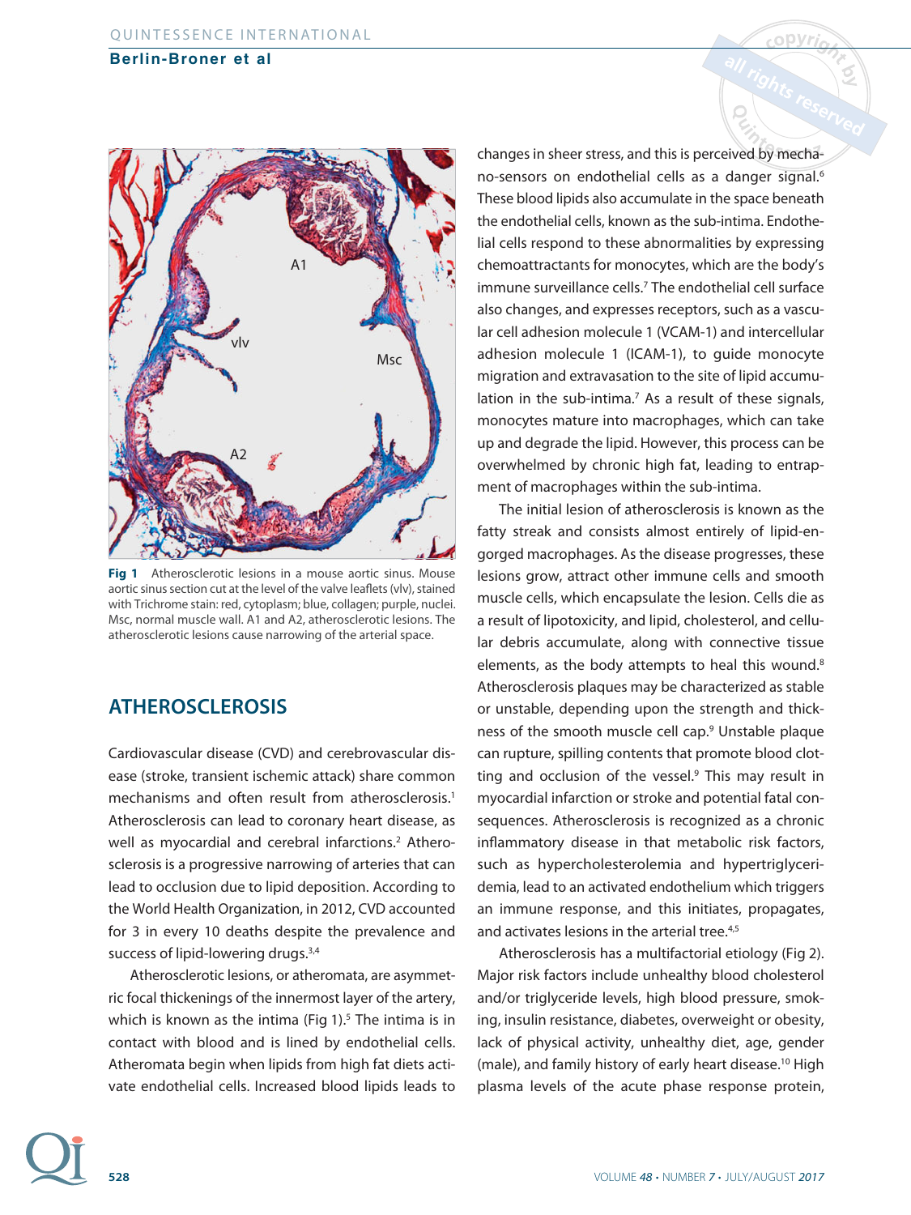Fig 1 Atherosclerotic lesions in a mouse aortic sinus. Mouse aortic sinus section cut at the level of the valve leaflets (vlv), stained with Trichrome stain: red, cytoplasm; blue, collagen; purple, nuclei. Msc, normal muscle wall. A1 and A2, atherosclerotic lesions. The atherosclerotic lesions cause narrowing of the arterial space.

## ATHEROSCLEROSIS

Cardiovascular disease (CVD) and cerebrovascular disease (stroke, transient ischemic attack) share common mechanisms and often result from atherosclerosis.[1] Atherosclerosis can lead to coronary heart disease, as well as myocardial and cerebral infarctions.[2] Atherosclerosis is a progressive narrowing of arteries that can lead to occlusion due to lipid deposition. According to the World Health Organization, in 2012, CVD accounted for 3 in every 10 deaths despite the prevalence and success of lipid-lowering drugs.[3,4]

Atherosclerotic lesions, or atheromata, are asymmetric focal thickenings of the innermost layer of the artery, which is known as the intima (Fig 1).[5] The intima is in contact with blood and is lined by endothelial cells. Atheromata begin when lipids from high fat diets activate endothelial cells. Increased blood lipids leads to changes in sheer stress, and this is perceived by mechano-sensors on endothelial cells as a danger signal.[6] These blood lipids also accumulate in the space beneath the endothelial cells, known as the sub-intima. Endothelial cells respond to these abnormalities by expressing chemoattractants for monocytes, which are the body's immune surveillance cells.[7] The endothelial cell surface also changes, and expresses receptors, such as a vascular cell adhesion molecule 1 (VCAM-1) and intercellular adhesion molecule 1 (ICAM-1), to guide monocyte migration and extravasation to the site of lipid accumulation in the sub-intima.[7] As a result of these signals, monocytes mature into macrophages, which can take up and degrade the lipid. However, this process can be overwhelmed by chronic high fat, leading to entrapment of macrophages within the sub-intima.

The initial lesion of atherosclerosis is known as the fatty streak and consists almost entirely of lipid-engorged macrophages. As the disease progresses, these lesions grow, attract other immune cells and smooth muscle cells, which encapsulate the lesion. Cells die as a result of lipotoxicity, and lipid, cholesterol, and cellular debris accumulate, along with connective tissue elements, as the body attempts to heal this wound.[8] Atherosclerosis plaques may be characterized as stable or unstable, depending upon the strength and thickness of the smooth muscle cell cap.[9] Unstable plaque can rupture, spilling contents that promote blood clotting and occlusion of the vessel.[9] This may result in myocardial infarction or stroke and potential fatal consequences. Atherosclerosis is recognized as a chronic inflammatory disease in that metabolic risk factors, such as hypercholesterolemia and hypertriglyceridemia, lead to an activated endothelium which triggers an immune response, and this initiates, propagates, and activates lesions in the arterial tree.[4,5]

Atherosclerosis has a multifactorial etiology (Fig 2). Major risk factors include unhealthy blood cholesterol and/or triglyceride levels, high blood pressure, smoking, insulin resistance, diabetes, overweight or obesity, lack of physical activity, unhealthy diet, age, gender (male), and family history of early heart disease.[10] High plasma levels of the acute phase response protein,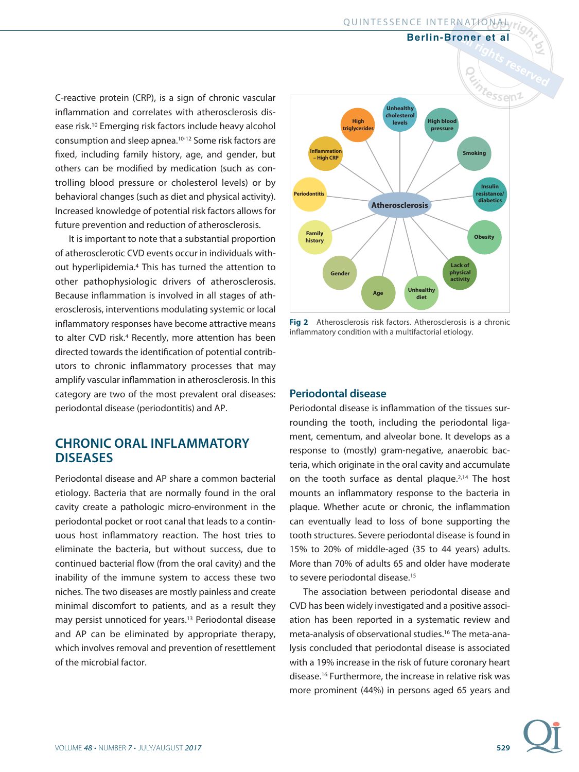C-reactive protein (CRP), is a sign of chronic vascular inflammation and correlates with atherosclerosis disease risk.[10] Emerging risk factors include heavy alcohol consumption and sleep apnea.[10-12] Some risk factors are fixed, including family history, age, and gender, but others can be modified by medication (such as controlling blood pressure or cholesterol levels) or by behavioral changes (such as diet and physical activity). Increased knowledge of potential risk factors allows for future prevention and reduction of atherosclerosis.

It is important to note that a substantial proportion of atherosclerotic CVD events occur in individuals without hyperlipidemia.[4] This has turned the attention to other pathophysiologic drivers of atherosclerosis. Because inflammation is involved in all stages of atherosclerosis, interventions modulating systemic or local inflammatory responses have become attractive means to alter CVD risk.[4] Recently, more attention has been directed towards the identification of potential contributors to chronic inflammatory processes that may amplify vascular inflammation in atherosclerosis. In this category are two of the most prevalent oral diseases: periodontal disease (periodontitis) and AP.

## CHRONIC ORAL INFLAMMATORY DISEASES

Periodontal disease and AP share a common bacterial etiology. Bacteria that are normally found in the oral cavity create a pathologic micro-environment in the periodontal pocket or root canal that leads to a continuous host inflammatory reaction. The host tries to eliminate the bacteria, but without success, due to continued bacterial flow (from the oral cavity) and the inability of the immune system to access these two niches. The two diseases are mostly painless and create minimal discomfort to patients, and as a result they may persist unnoticed for years.[13] Periodontal disease and AP can be eliminated by appropriate therapy, which involves removal and prevention of resettlement of the microbial factor.

Atherosclerosis — Unhealthy cholesterol levels; High blood pressure; Smoking; Insulin resistance/diabetics; Obesity; Lack of physical activity; Unhealthy diet; Age; Gender; Family history; Periodontitis; Inflammation – High CRP; High triglycerides

**Fig 2** Atherosclerosis risk factors. Atherosclerosis is a chronic inflammatory condition with a multifactorial etiology.

### Periodontal disease

Periodontal disease is inflammation of the tissues surrounding the tooth, including the periodontal ligament, cementum, and alveolar bone. It develops as a response to (mostly) gram-negative, anaerobic bacteria, which originate in the oral cavity and accumulate on the tooth surface as dental plaque.[2,14] The host mounts an inflammatory response to the bacteria in plaque. Whether acute or chronic, the inflammation can eventually lead to loss of bone supporting the tooth structures. Severe periodontal disease is found in 15% to 20% of middle-aged (35 to 44 years) adults. More than 70% of adults 65 and older have moderate to severe periodontal disease.[15]

The association between periodontal disease and CVD has been widely investigated and a positive association has been reported in a systematic review and meta-analysis of observational studies.[16] The meta-analysis concluded that periodontal disease is associated with a 19% increase in the risk of future coronary heart disease.[16] Furthermore, the increase in relative risk was more prominent (44%) in persons aged 65 years and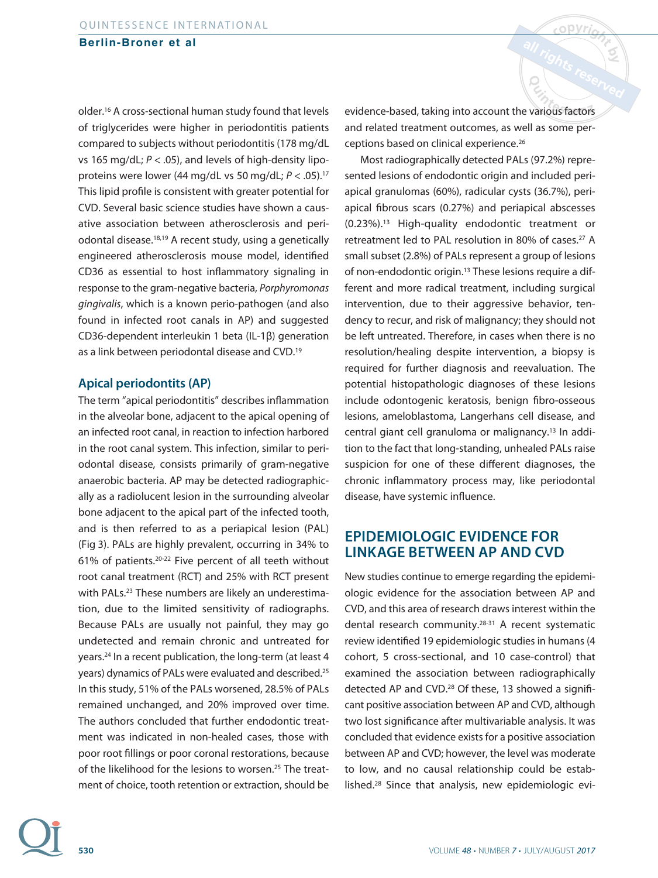older.[16] A cross-sectional human study found that levels of triglycerides were higher in periodontitis patients compared to subjects without periodontitis (178 mg/dL vs 165 mg/dL; $P < .05$), and levels of high-density lipoproteins were lower (44 mg/dL vs 50 mg/dL; $P < .05$).[17] This lipid profile is consistent with greater potential for CVD. Several basic science studies have shown a causative association between atherosclerosis and periodontal disease.[18,19] A recent study, using a genetically engineered atherosclerosis mouse model, identified CD36 as essential to host inflammatory signaling in response to the gram-negative bacteria, *Porphyromonas gingivalis*, which is a known perio-pathogen (and also found in infected root canals in AP) and suggested CD36-dependent interleukin 1 beta (IL-1β) generation as a link between periodontal disease and CVD.[19]

### Apical periodontitis (AP)

The term "apical periodontitis" describes inflammation in the alveolar bone, adjacent to the apical opening of an infected root canal, in reaction to infection harbored in the root canal system. This infection, similar to periodontal disease, consists primarily of gram-negative anaerobic bacteria. AP may be detected radiographically as a radiolucent lesion in the surrounding alveolar bone adjacent to the apical part of the infected tooth, and is then referred to as a periapical lesion (PAL) (Fig 3). PALs are highly prevalent, occurring in 34% to 61% of patients.[20-22] Five percent of all teeth without root canal treatment (RCT) and 25% with RCT present with PALs.[23] These numbers are likely an underestimation, due to the limited sensitivity of radiographs. Because PALs are usually not painful, they may go undetected and remain chronic and untreated for years.[24] In a recent publication, the long-term (at least 4 years) dynamics of PALs were evaluated and described.[25] In this study, 51% of the PALs worsened, 28.5% of PALs remained unchanged, and 20% improved over time. The authors concluded that further endodontic treatment was indicated in non-healed cases, those with poor root fillings or poor coronal restorations, because of the likelihood for the lesions to worsen.[25] The treatment of choice, tooth retention or extraction, should be evidence-based, taking into account the various factors and related treatment outcomes, as well as some perceptions based on clinical experience.[26]

Most radiographically detected PALs (97.2%) represented lesions of endodontic origin and included periapical granulomas (60%), radicular cysts (36.7%), periapical fibrous scars (0.27%) and periapical abscesses (0.23%).[13] High-quality endodontic treatment or retreatment led to PAL resolution in 80% of cases.[27] A small subset (2.8%) of PALs represent a group of lesions of non-endodontic origin.[13] These lesions require a different and more radical treatment, including surgical intervention, due to their aggressive behavior, tendency to recur, and risk of malignancy; they should not be left untreated. Therefore, in cases when there is no resolution/healing despite intervention, a biopsy is required for further diagnosis and reevaluation. The potential histopathologic diagnoses of these lesions include odontogenic keratosis, benign fibro-osseous lesions, ameloblastoma, Langerhans cell disease, and central giant cell granuloma or malignancy.[13] In addition to the fact that long-standing, unhealed PALs raise suspicion for one of these different diagnoses, the chronic inflammatory process may, like periodontal disease, have systemic influence.

## EPIDEMIOLOGIC EVIDENCE FOR LINKAGE BETWEEN AP AND CVD

New studies continue to emerge regarding the epidemiologic evidence for the association between AP and CVD, and this area of research draws interest within the dental research community.[28-31] A recent systematic review identified 19 epidemiologic studies in humans (4 cohort, 5 cross-sectional, and 10 case-control) that examined the association between radiographically detected AP and CVD.[28] Of these, 13 showed a significant positive association between AP and CVD, although two lost significance after multivariable analysis. It was concluded that evidence exists for a positive association between AP and CVD; however, the level was moderate to low, and no causal relationship could be established.[28] Since that analysis, new epidemiologic evi-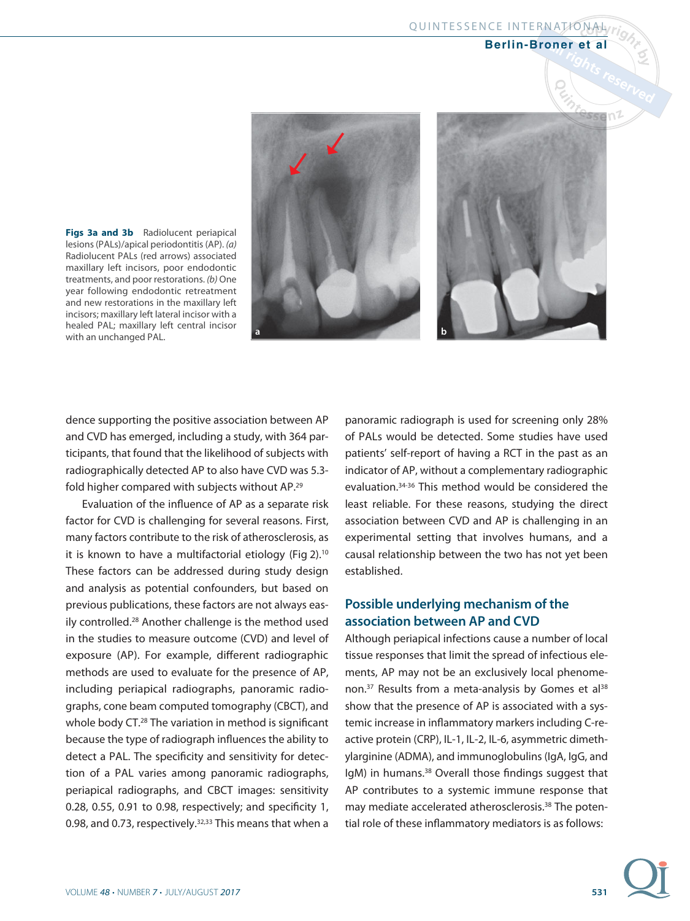**Figs 3a and 3b** Radiolucent periapical lesions (PALs)/apical periodontitis (AP). *(a)* Radiolucent PALs (red arrows) associated maxillary left incisors, poor endodontic treatments, and poor restorations. *(b)* One year following endodontic retreatment and new restorations in the maxillary left incisors; maxillary left lateral incisor with a healed PAL; maxillary left central incisor with an unchanged PAL.

dence supporting the positive association between AP and CVD has emerged, including a study, with 364 participants, that found that the likelihood of subjects with radiographically detected AP to also have CVD was 5.3-fold higher compared with subjects without AP.[29]

Evaluation of the influence of AP as a separate risk factor for CVD is challenging for several reasons. First, many factors contribute to the risk of atherosclerosis, as it is known to have a multifactorial etiology (Fig 2).[10] These factors can be addressed during study design and analysis as potential confounders, but based on previous publications, these factors are not always easily controlled.[28] Another challenge is the method used in the studies to measure outcome (CVD) and level of exposure (AP). For example, different radiographic methods are used to evaluate for the presence of AP, including periapical radiographs, panoramic radiographs, cone beam computed tomography (CBCT), and whole body CT.[28] The variation in method is significant because the type of radiograph influences the ability to detect a PAL. The specificity and sensitivity for detection of a PAL varies among panoramic radiographs, periapical radiographs, and CBCT images: sensitivity 0.28, 0.55, 0.91 to 0.98, respectively; and specificity 1, 0.98, and 0.73, respectively.[32,33] This means that when a panoramic radiograph is used for screening only 28% of PALs would be detected. Some studies have used patients' self-report of having a RCT in the past as an indicator of AP, without a complementary radiographic evaluation.[34-36] This method would be considered the least reliable. For these reasons, studying the direct association between CVD and AP is challenging in an experimental setting that involves humans, and a causal relationship between the two has not yet been established.

## Possible underlying mechanism of the association between AP and CVD

Although periapical infections cause a number of local tissue responses that limit the spread of infectious elements, AP may not be an exclusively local phenomenon.[37] Results from a meta-analysis by Gomes et al[38] show that the presence of AP is associated with a systemic increase in inflammatory markers including C-reactive protein (CRP), IL-1, IL-2, IL-6, asymmetric dimethylarginine (ADMA), and immunoglobulins (IgA, IgG, and IgM) in humans.[38] Overall those findings suggest that AP contributes to a systemic immune response that may mediate accelerated atherosclerosis.[38] The potential role of these inflammatory mediators is as follows: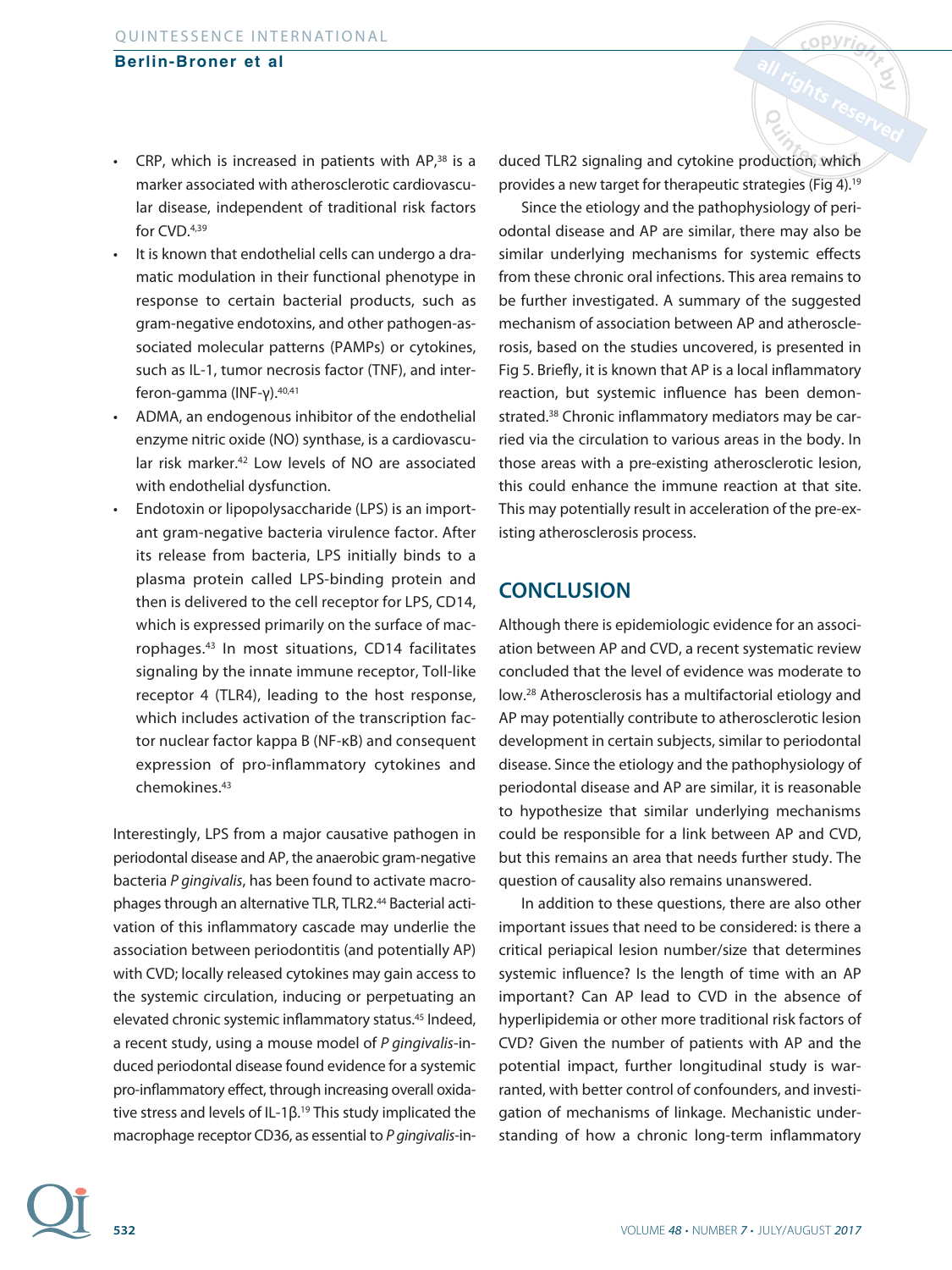- CRP, which is increased in patients with AP,[38] is a marker associated with atherosclerotic cardiovascular disease, independent of traditional risk factors for CVD.[4,39]
- It is known that endothelial cells can undergo a dramatic modulation in their functional phenotype in response to certain bacterial products, such as gram-negative endotoxins, and other pathogen-associated molecular patterns (PAMPs) or cytokines, such as IL-1, tumor necrosis factor (TNF), and interferon-gamma (INF-γ).[40,41]
- ADMA, an endogenous inhibitor of the endothelial enzyme nitric oxide (NO) synthase, is a cardiovascular risk marker.[42] Low levels of NO are associated with endothelial dysfunction.
- Endotoxin or lipopolysaccharide (LPS) is an important gram-negative bacteria virulence factor. After its release from bacteria, LPS initially binds to a plasma protein called LPS-binding protein and then is delivered to the cell receptor for LPS, CD14, which is expressed primarily on the surface of macrophages.[43] In most situations, CD14 facilitates signaling by the innate immune receptor, Toll-like receptor 4 (TLR4), leading to the host response, which includes activation of the transcription factor nuclear factor kappa B (NF-κB) and consequent expression of pro-inflammatory cytokines and chemokines.[43]

Interestingly, LPS from a major causative pathogen in periodontal disease and AP, the anaerobic gram-negative bacteria *P gingivalis*, has been found to activate macrophages through an alternative TLR, TLR2.[44] Bacterial activation of this inflammatory cascade may underlie the association between periodontitis (and potentially AP) with CVD; locally released cytokines may gain access to the systemic circulation, inducing or perpetuating an elevated chronic systemic inflammatory status.[45] Indeed, a recent study, using a mouse model of *P gingivalis*-induced periodontal disease found evidence for a systemic pro-inflammatory effect, through increasing overall oxidative stress and levels of IL-1β.[19] This study implicated the macrophage receptor CD36, as essential to *P gingivalis*-induced TLR2 signaling and cytokine production, which provides a new target for therapeutic strategies (Fig 4).[19]

Since the etiology and the pathophysiology of periodontal disease and AP are similar, there may also be similar underlying mechanisms for systemic effects from these chronic oral infections. This area remains to be further investigated. A summary of the suggested mechanism of association between AP and atherosclerosis, based on the studies uncovered, is presented in Fig 5. Briefly, it is known that AP is a local inflammatory reaction, but systemic influence has been demonstrated.[38] Chronic inflammatory mediators may be carried via the circulation to various areas in the body. In those areas with a pre-existing atherosclerotic lesion, this could enhance the immune reaction at that site. This may potentially result in acceleration of the pre-existing atherosclerosis process.

## CONCLUSION

Although there is epidemiologic evidence for an association between AP and CVD, a recent systematic review concluded that the level of evidence was moderate to low.[28] Atherosclerosis has a multifactorial etiology and AP may potentially contribute to atherosclerotic lesion development in certain subjects, similar to periodontal disease. Since the etiology and the pathophysiology of periodontal disease and AP are similar, it is reasonable to hypothesize that similar underlying mechanisms could be responsible for a link between AP and CVD, but this remains an area that needs further study. The question of causality also remains unanswered.

In addition to these questions, there are also other important issues that need to be considered: is there a critical periapical lesion number/size that determines systemic influence? Is the length of time with an AP important? Can AP lead to CVD in the absence of hyperlipidemia or other more traditional risk factors of CVD? Given the number of patients with AP and the potential impact, further longitudinal study is warranted, with better control of confounders, and investigation of mechanisms of linkage. Mechanistic understanding of how a chronic long-term inflammatory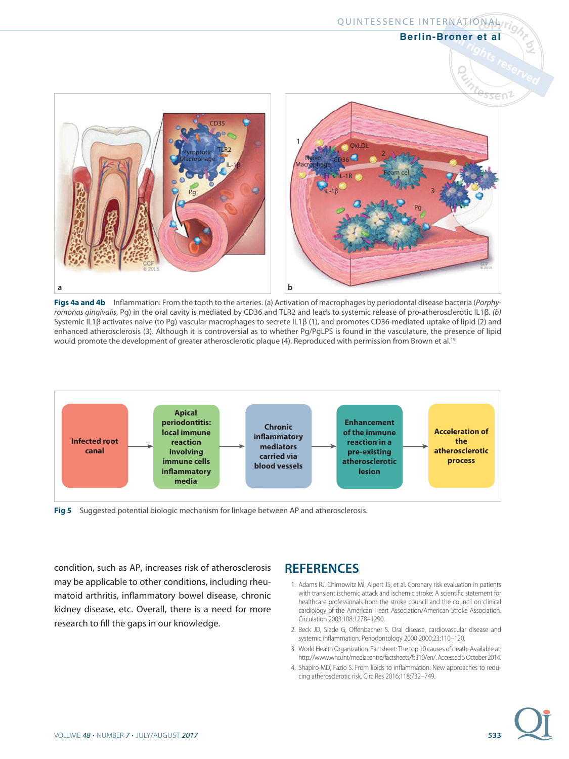Figs 4a and 4b Inflammation: From the tooth to the arteries. (a) Activation of macrophages by periodontal disease bacteria (*Porphyromonas gingivalis*, Pg) in the oral cavity is mediated by CD36 and TLR2 and leads to systemic release of pro-atherosclerotic IL1β. *(b)* Systemic IL1β activates naive (to Pg) vascular macrophages to secrete IL1β (1), and promotes CD36-mediated uptake of lipid (2) and enhanced atherosclerosis (3). Although it is controversial as to whether Pg/PgLPS is found in the vasculature, the presence of lipid would promote the development of greater atherosclerotic plaque (4). Reproduced with permission from Brown et al.[19]

Infected root canal → Apical periodontitis: local immune reaction involving immune cells inflammatory media → Chronic inflammatory mediators carried via blood vessels → Enhancement of the immune reaction in a pre-existing atherosclerotic lesion → Acceleration of the atherosclerotic process

Fig 5 Suggested potential biologic mechanism for linkage between AP and atherosclerosis.

condition, such as AP, increases risk of atherosclerosis may be applicable to other conditions, including rheumatoid arthritis, inflammatory bowel disease, chronic kidney disease, etc. Overall, there is a need for more research to fill the gaps in our knowledge.

## REFERENCES

1. Adams RJ, Chimowitz MI, Alpert JS, et al. Coronary risk evaluation in patients with transient ischemic attack and ischemic stroke: A scientific statement for healthcare professionals from the stroke council and the council on clinical cardiology of the American Heart Association/American Stroke Association. Circulation 2003;108:1278–1290.
2. Beck JD, Slade G, Offenbacher S. Oral disease, cardiovascular disease and systemic inflammation. Periodontology 2000 2000;23:110–120.
3. World Health Organization. Factsheet: The top 10 causes of death. Available at: http://www.who.int/mediacentre/factsheets/fs310/en/. Accessed 5 October 2014.
4. Shapiro MD, Fazio S. From lipids to inflammation: New approaches to reducing atherosclerotic risk. Circ Res 2016;118:732–749.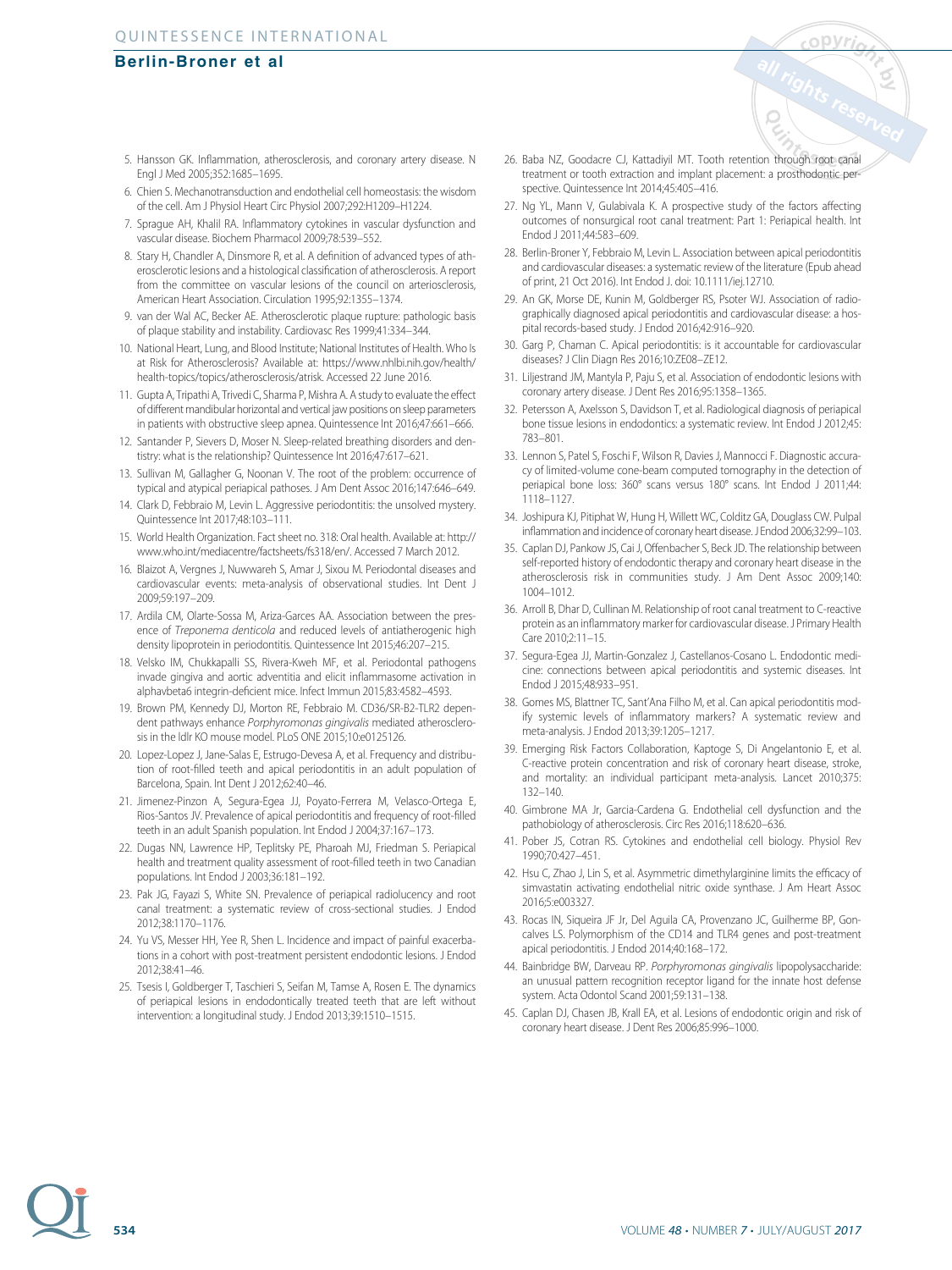5. Hansson GK. Inflammation, atherosclerosis, and coronary artery disease. N Engl J Med 2005;352:1685–1695.
6. Chien S. Mechanotransduction and endothelial cell homeostasis: the wisdom of the cell. Am J Physiol Heart Circ Physiol 2007;292:H1209–H1224.
7. Sprague AH, Khalil RA. Inflammatory cytokines in vascular dysfunction and vascular disease. Biochem Pharmacol 2009;78:539–552.
8. Stary H, Chandler A, Dinsmore R, et al. A definition of advanced types of atherosclerotic lesions and a histological classification of atherosclerosis. A report from the committee on vascular lesions of the council on arteriosclerosis, American Heart Association. Circulation 1995;92:1355–1374.
9. van der Wal AC, Becker AE. Atherosclerotic plaque rupture: pathologic basis of plaque stability and instability. Cardiovasc Res 1999;41:334–344.
10. National Heart, Lung, and Blood Institute; National Institutes of Health. Who Is at Risk for Atherosclerosis? Available at: https://www.nhlbi.nih.gov/health/health-topics/topics/atherosclerosis/atrisk. Accessed 22 June 2016.
11. Gupta A, Tripathi A, Trivedi C, Sharma P, Mishra A. A study to evaluate the effect of different mandibular horizontal and vertical jaw positions on sleep parameters in patients with obstructive sleep apnea. Quintessence Int 2016;47:661–666.
12. Santander P, Sievers D, Moser N. Sleep-related breathing disorders and dentistry: what is the relationship? Quintessence Int 2016;47:617–621.
13. Sullivan M, Gallagher G, Noonan V. The root of the problem: occurrence of typical and atypical periapical pathoses. J Am Dent Assoc 2016;147:646–649.
14. Clark D, Febbraio M, Levin L. Aggressive periodontitis: the unsolved mystery. Quintessence Int 2017;48:103–111.
15. World Health Organization. Fact sheet no. 318: Oral health. Available at: http://www.who.int/mediacentre/factsheets/fs318/en/. Accessed 7 March 2012.
16. Blaizot A, Vergnes J, Nuwwareh S, Amar J, Sixou M. Periodontal diseases and cardiovascular events: meta-analysis of observational studies. Int Dent J 2009;59:197–209.
17. Ardila CM, Olarte-Sossa M, Ariza-Garces AA. Association between the presence of *Treponema denticola* and reduced levels of antiatherogenic high density lipoprotein in periodontitis. Quintessence Int 2015;46:207–215.
18. Velsko IM, Chukkapalli SS, Rivera-Kweh MF, et al. Periodontal pathogens invade gingiva and aortic adventitia and elicit inflammasome activation in alphavbeta6 integrin-deficient mice. Infect Immun 2015;83:4582–4593.
19. Brown PM, Kennedy DJ, Morton RE, Febbraio M. CD36/SR-B2-TLR2 dependent pathways enhance *Porphyromonas gingivalis* mediated atherosclerosis in the ldlr KO mouse model. PLoS ONE 2015;10:e0125126.
20. Lopez-Lopez J, Jane-Salas E, Estrugo-Devesa A, et al. Frequency and distribution of root-filled teeth and apical periodontitis in an adult population of Barcelona, Spain. Int Dent J 2012;62:40–46.
21. Jimenez-Pinzon A, Segura-Egea JJ, Poyato-Ferrera M, Velasco-Ortega E, Rios-Santos JV. Prevalence of apical periodontitis and frequency of root-filled teeth in an adult Spanish population. Int Endod J 2004;37:167–173.
22. Dugas NN, Lawrence HP, Teplitsky PE, Pharoah MJ, Friedman S. Periapical health and treatment quality assessment of root-filled teeth in two Canadian populations. Int Endod J 2003;36:181–192.
23. Pak JG, Fayazi S, White SN. Prevalence of periapical radiolucency and root canal treatment: a systematic review of cross-sectional studies. J Endod 2012;38:1170–1176.
24. Yu VS, Messer HH, Yee R, Shen L. Incidence and impact of painful exacerbations in a cohort with post-treatment persistent endodontic lesions. J Endod 2012;38:41–46.
25. Tsesis I, Goldberger T, Taschieri S, Seifan M, Tamse A, Rosen E. The dynamics of periapical lesions in endodontically treated teeth that are left without intervention: a longitudinal study. J Endod 2013;39:1510–1515.
26. Baba NZ, Goodacre CJ, Kattadiyil MT. Tooth retention through root canal treatment or tooth extraction and implant placement: a prosthodontic perspective. Quintessence Int 2014;45:405–416.
27. Ng YL, Mann V, Gulabivala K. A prospective study of the factors affecting outcomes of nonsurgical root canal treatment: Part 1: Periapical health. Int Endod J 2011;44:583–609.
28. Berlin-Broner Y, Febbraio M, Levin L. Association between apical periodontitis and cardiovascular diseases: a systematic review of the literature (Epub ahead of print, 21 Oct 2016). Int Endod J. doi: 10.1111/iej.12710.
29. An GK, Morse DE, Kunin M, Goldberger RS, Psoter WJ. Association of radiographically diagnosed apical periodontitis and cardiovascular disease: a hospital records-based study. J Endod 2016;42:916–920.
30. Garg P, Chaman C. Apical periodontitis: is it accountable for cardiovascular diseases? J Clin Diagn Res 2016;10:ZE08–ZE12.
31. Liljestrand JM, Mantyla P, Paju S, et al. Association of endodontic lesions with coronary artery disease. J Dent Res 2016;95:1358–1365.
32. Petersson A, Axelsson S, Davidson T, et al. Radiological diagnosis of periapical bone tissue lesions in endodontics: a systematic review. Int Endod J 2012;45:783–801.
33. Lennon S, Patel S, Foschi F, Wilson R, Davies J, Mannocci F. Diagnostic accuracy of limited-volume cone-beam computed tomography in the detection of periapical bone loss: 360° scans versus 180° scans. Int Endod J 2011;44:1118–1127.
34. Joshipura KJ, Pitiphat W, Hung H, Willett WC, Colditz GA, Douglass CW. Pulpal inflammation and incidence of coronary heart disease. J Endod 2006;32:99–103.
35. Caplan DJ, Pankow JS, Cai J, Offenbacher S, Beck JD. The relationship between self-reported history of endodontic therapy and coronary heart disease in the atherosclerosis risk in communities study. J Am Dent Assoc 2009;140:1004–1012.
36. Arroll B, Dhar D, Cullinan M. Relationship of root canal treatment to C-reactive protein as an inflammatory marker for cardiovascular disease. J Primary Health Care 2010;2:11–15.
37. Segura-Egea JJ, Martin-Gonzalez J, Castellanos-Cosano L. Endodontic medicine: connections between apical periodontitis and systemic diseases. Int Endod J 2015;48:933–951.
38. Gomes MS, Blattner TC, Sant'Ana Filho M, et al. Can apical periodontitis modify systemic levels of inflammatory markers? A systematic review and meta-analysis. J Endod 2013;39:1205–1217.
39. Emerging Risk Factors Collaboration, Kaptoge S, Di Angelantonio E, et al. C-reactive protein concentration and risk of coronary heart disease, stroke, and mortality: an individual participant meta-analysis. Lancet 2010;375:132–140.
40. Gimbrone MA Jr, Garcia-Cardena G. Endothelial cell dysfunction and the pathobiology of atherosclerosis. Circ Res 2016;118:620–636.
41. Pober JS, Cotran RS. Cytokines and endothelial cell biology. Physiol Rev 1990;70:427–451.
42. Hsu C, Zhao J, Lin S, et al. Asymmetric dimethylarginine limits the efficacy of simvastatin activating endothelial nitric oxide synthase. J Am Heart Assoc 2016;5:e003327.
43. Rocas IN, Siqueira JF Jr, Del Aguila CA, Provenzano JC, Guilherme BP, Goncalves LS. Polymorphism of the CD14 and TLR4 genes and post-treatment apical periodontitis. J Endod 2014;40:168–172.
44. Bainbridge BW, Darveau RP. *Porphyromonas gingivalis* lipopolysaccharide: an unusual pattern recognition receptor ligand for the innate host defense system. Acta Odontol Scand 2001;59:131–138.
45. Caplan DJ, Chasen JB, Krall EA, et al. Lesions of endodontic origin and risk of coronary heart disease. J Dent Res 2006;85:996–1000.